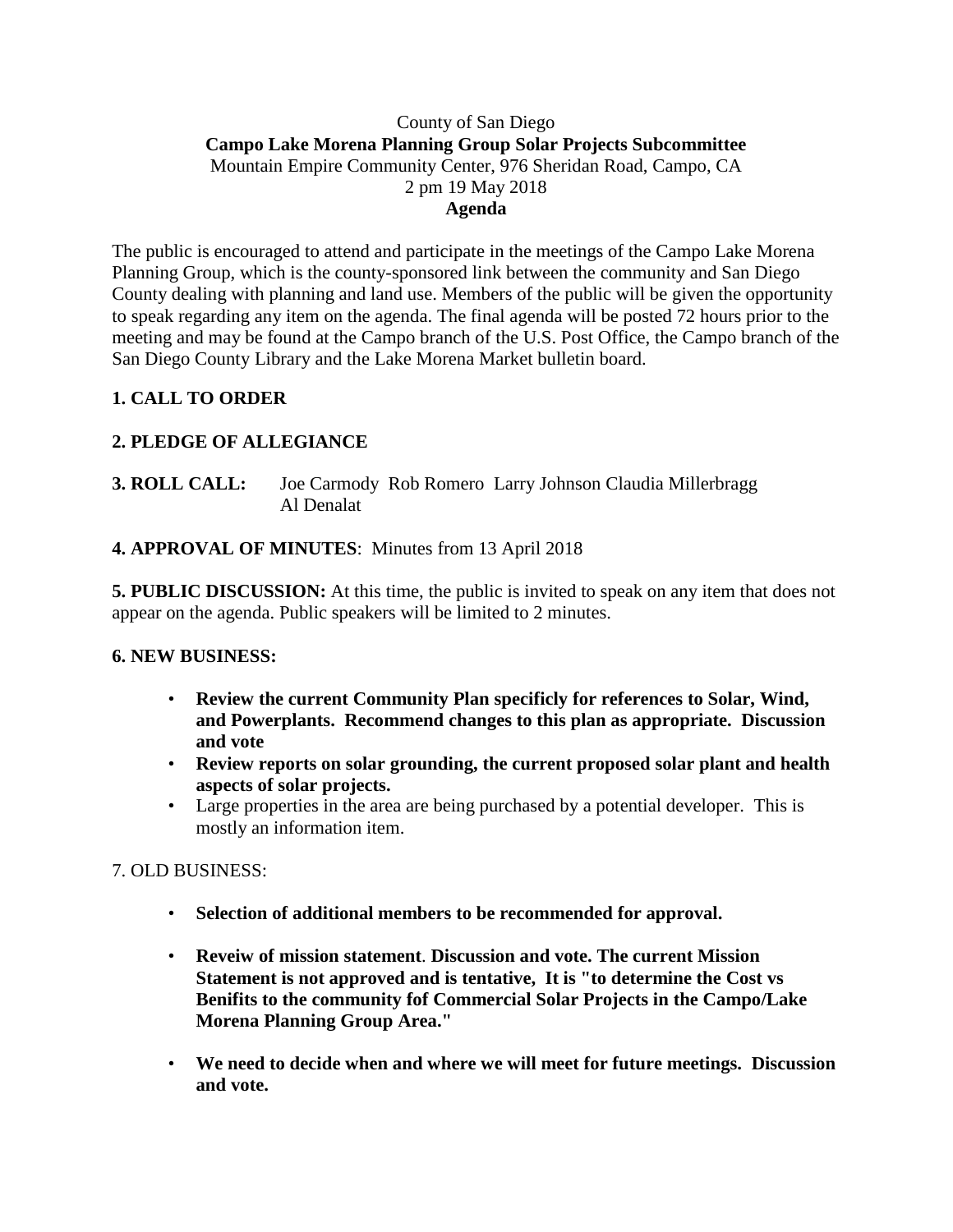County of San Diego

**Campo Lake Morena Planning Group Solar Projects Subcommittee**

Mountain Empire Community Center, 976 Sheridan Road, Campo, CA

2 pm 19 May 2018

**Agenda**

The public is encouraged to attend and participate in the meetings of the Campo Lake Morena Planning Group, which is the county-sponsored link between the community and San Diego County dealing with planning and land use. Members of the public will be given the opportunity to speak regarding any item on the agenda. The final agenda will be posted 72 hours prior to the meeting and may be found at the Campo branch of the U.S. Post Office, the Campo branch of the San Diego County Library and the Lake Morena Market bulletin board.

**1. CALL TO ORDER**

**2. PLEDGE OF ALLEGIANCE**

**3. ROLL CALL:** Joe Carmody Rob Romero Larry Johnson Claudia Millerbragg Al Denalat

**4. APPROVAL OF MINUTES**: Minutes from 13 April 2018

**5. PUBLIC DISCUSSION:** At this time, the public is invited to speak on any item that does not appear on the agenda. Public speakers will be limited to 2 minutes.

**6. NEW BUSINESS:**

- **Review the current Community Plan specificly for references to Solar, Wind, and Powerplants. Recommend changes to this plan as appropriate. Discussion and vote**
- **Review reports on solar grounding, the current proposed solar plant and health aspects of solar projects.**
- Large properties in the area are being purchased by a potential developer. This is mostly an information item.

7. OLD BUSINESS:

- **Selection of additional members to be recommended for approval.**
- **Reveiw of mission statement. Discussion and vote. The current Mission Statement is not approved and is tentative, It is "to determine the Cost vs Benifits to the community fof Commercial Solar Projects in the Campo/Lake Morena Planning Group Area."**
- **We need to decide when and where we will meet for future meetings. Discussion and vote.**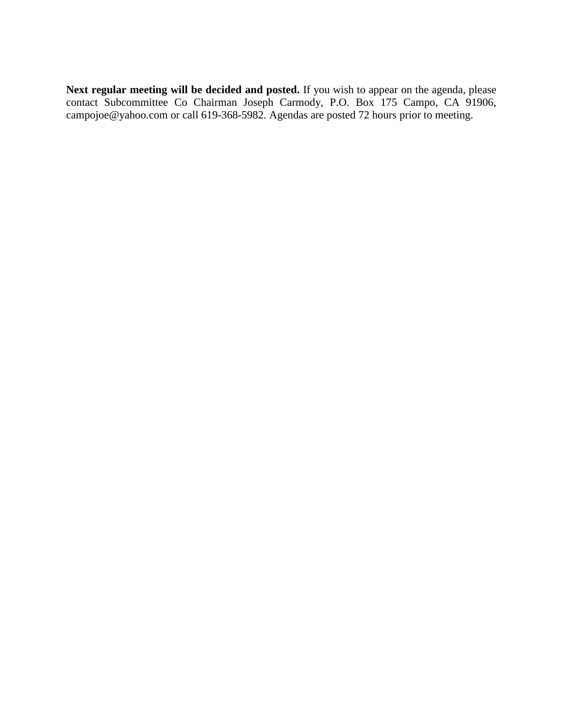**Next regular meeting will be decided and posted.** If you wish to appear on the agenda, please contact Subcommittee Co Chairman Joseph Carmody, P.O. Box 175 Campo, CA 91906, campojoe@yahoo.com or call 619-368-5982. Agendas are posted 72 hours prior to meeting.